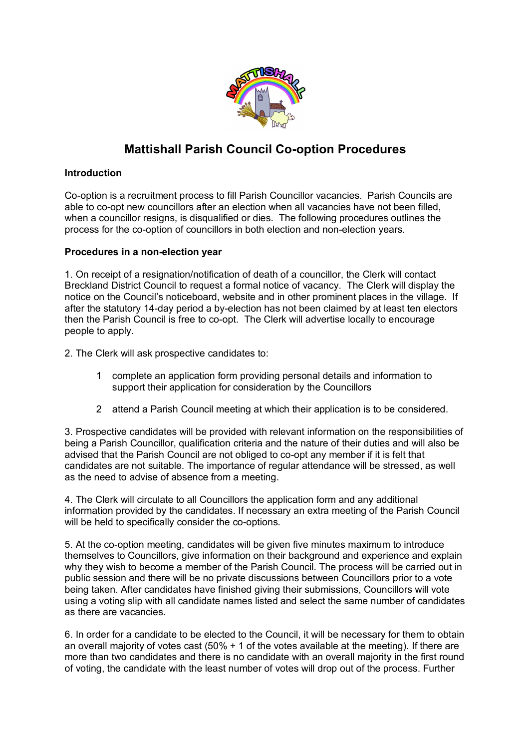# Mattishall Parish Council Co-option Procedures

**Introduction**

Co-option is a recruitment process to fill Parish Councillor vacancies. Parish Councils are able to co-opt new councillors after an election when all vacancies have not been filled, when a councillor resigns, is disqualified or dies. The following procedures outlines the process for the co-option of councillors in both election and non-election years.

**Procedures in a non-election year**

1. On receipt of a resignation/notification of death of a councillor, the Clerk will contact Breckland District Council to request a formal notice of vacancy. The Clerk will display the notice on the Council's noticeboard, website and in other prominent places in the village. If after the statutory 14-day period a by-election has not been claimed by at least ten electors then the Parish Council is free to co-opt. The Clerk will advertise locally to encourage people to apply.

2. The Clerk will ask prospective candidates to:

   1. complete an application form providing personal details and information to support their application for consideration by the Councillors
   2. attend a Parish Council meeting at which their application is to be considered.

3. Prospective candidates will be provided with relevant information on the responsibilities of being a Parish Councillor, qualification criteria and the nature of their duties and will also be advised that the Parish Council are not obliged to co-opt any member if it is felt that candidates are not suitable. The importance of regular attendance will be stressed, as well as the need to advise of absence from a meeting.

4. The Clerk will circulate to all Councillors the application form and any additional information provided by the candidates. If necessary an extra meeting of the Parish Council will be held to specifically consider the co-options.

5. At the co-option meeting, candidates will be given five minutes maximum to introduce themselves to Councillors, give information on their background and experience and explain why they wish to become a member of the Parish Council. The process will be carried out in public session and there will be no private discussions between Councillors prior to a vote being taken. After candidates have finished giving their submissions, Councillors will vote using a voting slip with all candidate names listed and select the same number of candidates as there are vacancies.

6. In order for a candidate to be elected to the Council, it will be necessary for them to obtain an overall majority of votes cast (50% + 1 of the votes available at the meeting). If there are more than two candidates and there is no candidate with an overall majority in the first round of voting, the candidate with the least number of votes will drop out of the process. Further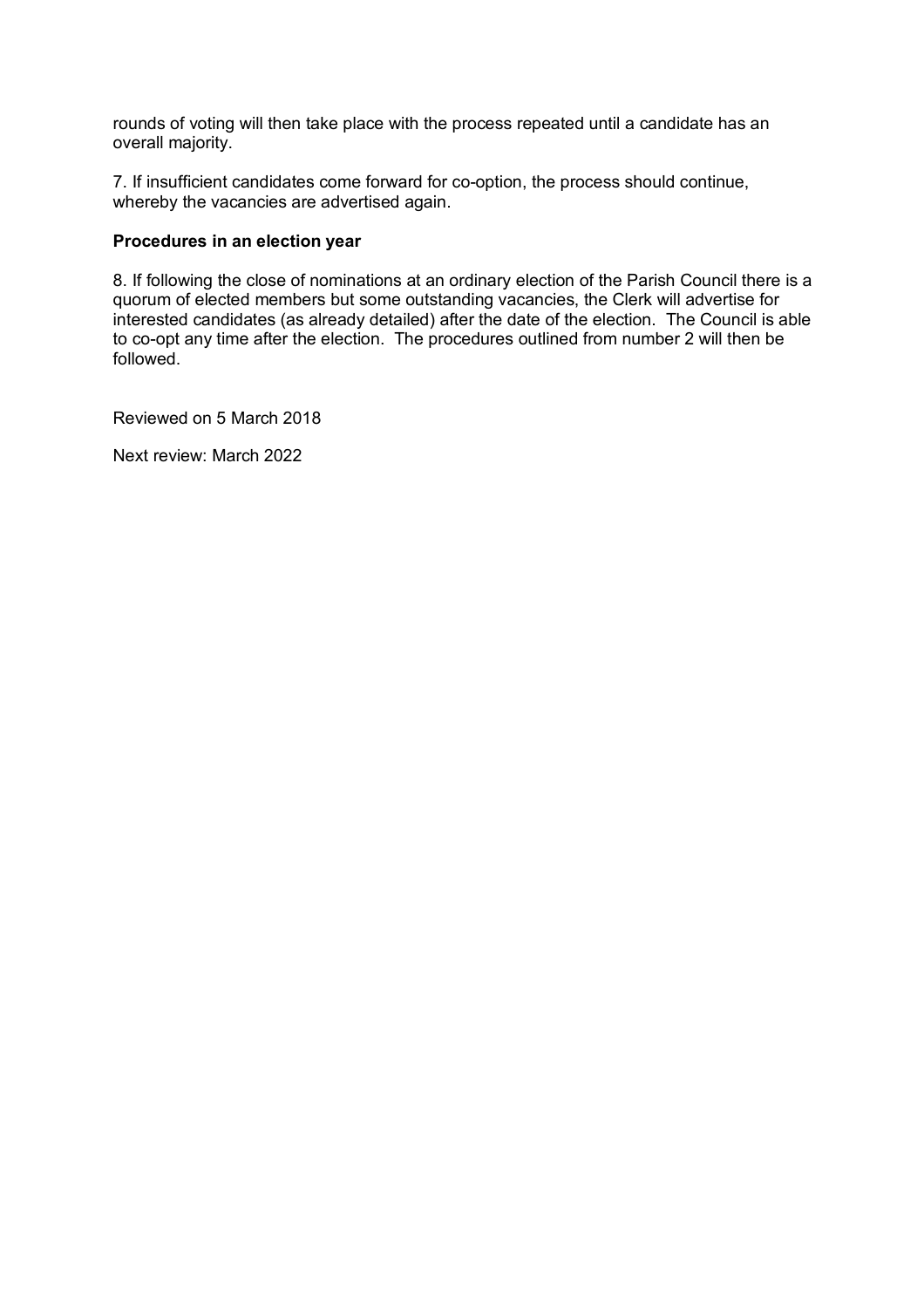rounds of voting will then take place with the process repeated until a candidate has an overall majority.

7. If insufficient candidates come forward for co-option, the process should continue, whereby the vacancies are advertised again.

**Procedures in an election year**

8. If following the close of nominations at an ordinary election of the Parish Council there is a quorum of elected members but some outstanding vacancies, the Clerk will advertise for interested candidates (as already detailed) after the date of the election. The Council is able to co-opt any time after the election. The procedures outlined from number 2 will then be followed.

Reviewed on 5 March 2018

Next review: March 2022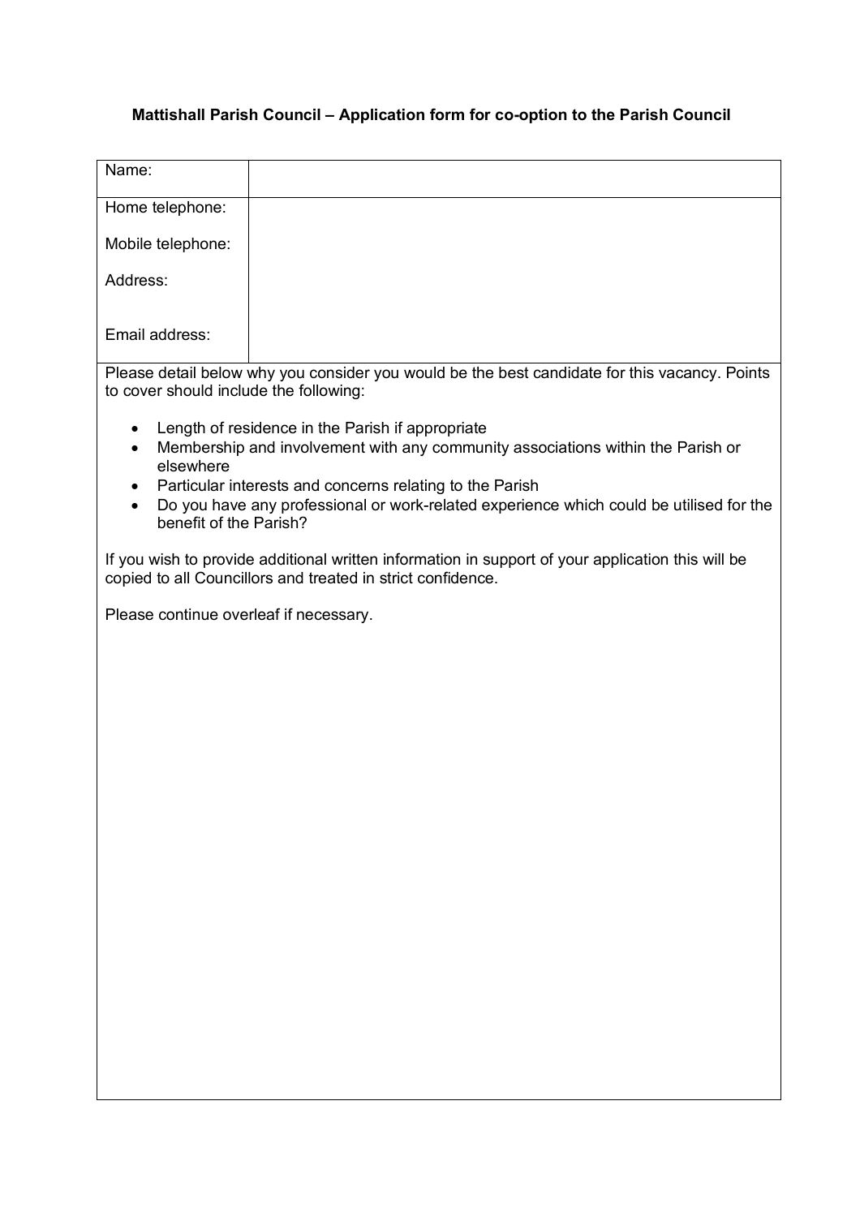**Mattishall Parish Council – Application form for co-option to the Parish Council**

| Name: | |
|---|---|
| Home telephone:<br><br>Mobile telephone:<br><br>Address:<br><br><br>Email address: | |

Please detail below why you consider you would be the best candidate for this vacancy. Points to cover should include the following:

- Length of residence in the Parish if appropriate
- Membership and involvement with any community associations within the Parish or elsewhere
- Particular interests and concerns relating to the Parish
- Do you have any professional or work-related experience which could be utilised for the benefit of the Parish?

If you wish to provide additional written information in support of your application this will be copied to all Councillors and treated in strict confidence.

Please continue overleaf if necessary.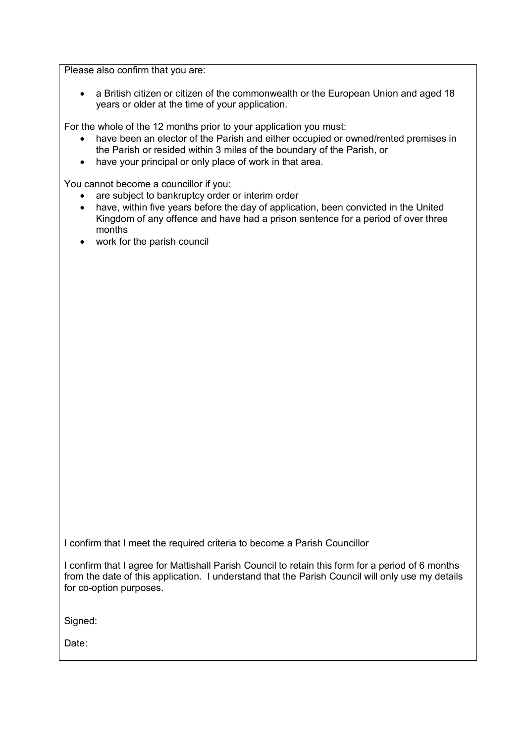Please also confirm that you are:

- a British citizen or citizen of the commonwealth or the European Union and aged 18 years or older at the time of your application.

For the whole of the 12 months prior to your application you must:

- have been an elector of the Parish and either occupied or owned/rented premises in the Parish or resided within 3 miles of the boundary of the Parish, or
- have your principal or only place of work in that area.

You cannot become a councillor if you:

- are subject to bankruptcy order or interim order
- have, within five years before the day of application, been convicted in the United Kingdom of any offence and have had a prison sentence for a period of over three months
- work for the parish council

I confirm that I meet the required criteria to become a Parish Councillor

I confirm that I agree for Mattishall Parish Council to retain this form for a period of 6 months from the date of this application. I understand that the Parish Council will only use my details for co-option purposes.

Signed:

Date: